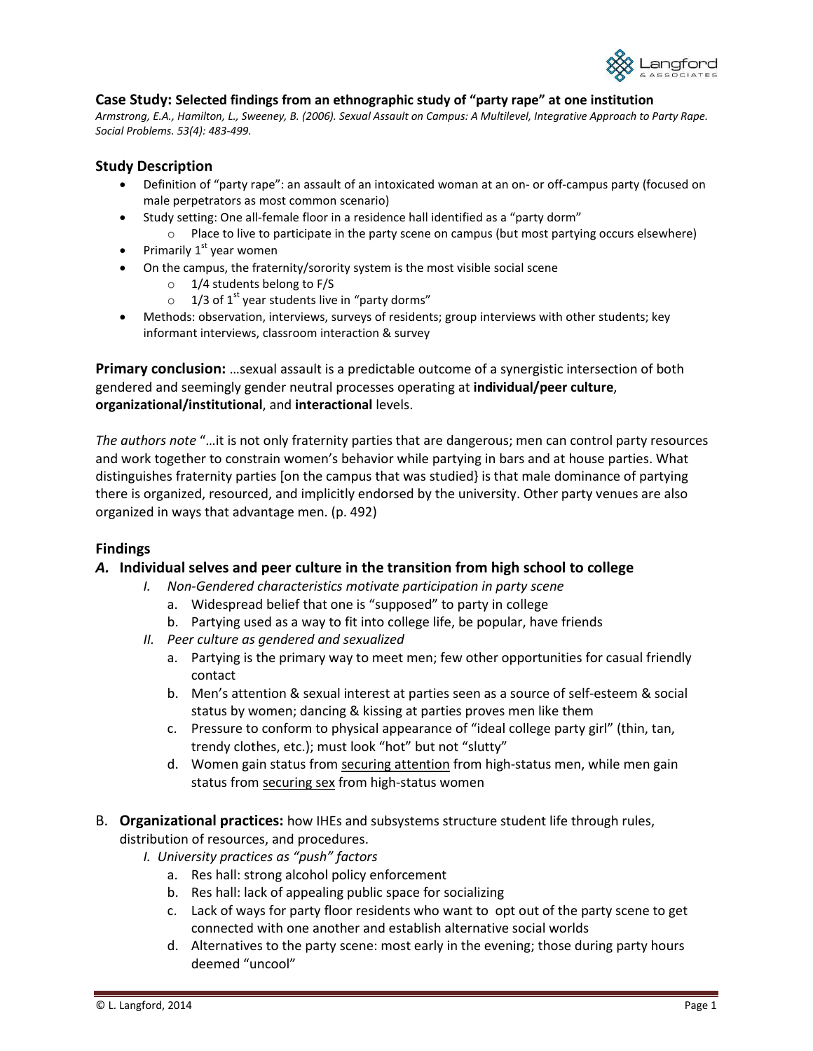**Case Study: Selected findings from an ethnographic study of "party rape" at one institution**

*Armstrong, E.A., Hamilton, L., Sweeney, B. (2006). Sexual Assault on Campus: A Multilevel, Integrative Approach to Party Rape. Social Problems. 53(4): 483-499.*

## Study Description

- Definition of "party rape": an assault of an intoxicated woman at an on- or off-campus party (focused on male perpetrators as most common scenario)
- Study setting: One all-female floor in a residence hall identified as a "party dorm"
    - Place to live to participate in the party scene on campus (but most partying occurs elsewhere)
- Primarily 1st year women
- On the campus, the fraternity/sorority system is the most visible social scene
    - 1/4 students belong to F/S
    - 1/3 of 1st year students live in "party dorms"
- Methods: observation, interviews, surveys of residents; group interviews with other students; key informant interviews, classroom interaction & survey

**Primary conclusion:** …sexual assault is a predictable outcome of a synergistic intersection of both gendered and seemingly gender neutral processes operating at **individual/peer culture**, **organizational/institutional**, and **interactional** levels.

*The authors note* "…it is not only fraternity parties that are dangerous; men can control party resources and work together to constrain women's behavior while partying in bars and at house parties. What distinguishes fraternity parties [on the campus that was studied} is that male dominance of partying there is organized, resourced, and implicitly endorsed by the university. Other party venues are also organized in ways that advantage men. (p. 492)

## Findings

### *A.* Individual selves and peer culture in the transition from high school to college

*I. Non-Gendered characteristics motivate participation in party scene*

a. Widespread belief that one is "supposed" to party in college

b. Partying used as a way to fit into college life, be popular, have friends

*II. Peer culture as gendered and sexualized*

a. Partying is the primary way to meet men; few other opportunities for casual friendly contact

b. Men's attention & sexual interest at parties seen as a source of self-esteem & social status by women; dancing & kissing at parties proves men like them

c. Pressure to conform to physical appearance of "ideal college party girl" (thin, tan, trendy clothes, etc.); must look "hot" but not "slutty"

d. Women gain status from <u>securing attention</u> from high-status men, while men gain status from <u>securing sex</u> from high-status women

### B. **Organizational practices:** how IHEs and subsystems structure student life through rules, distribution of resources, and procedures.

*I. University practices as "push" factors*

a. Res hall: strong alcohol policy enforcement

b. Res hall: lack of appealing public space for socializing

c. Lack of ways for party floor residents who want to opt out of the party scene to get connected with one another and establish alternative social worlds

d. Alternatives to the party scene: most early in the evening; those during party hours deemed "uncool"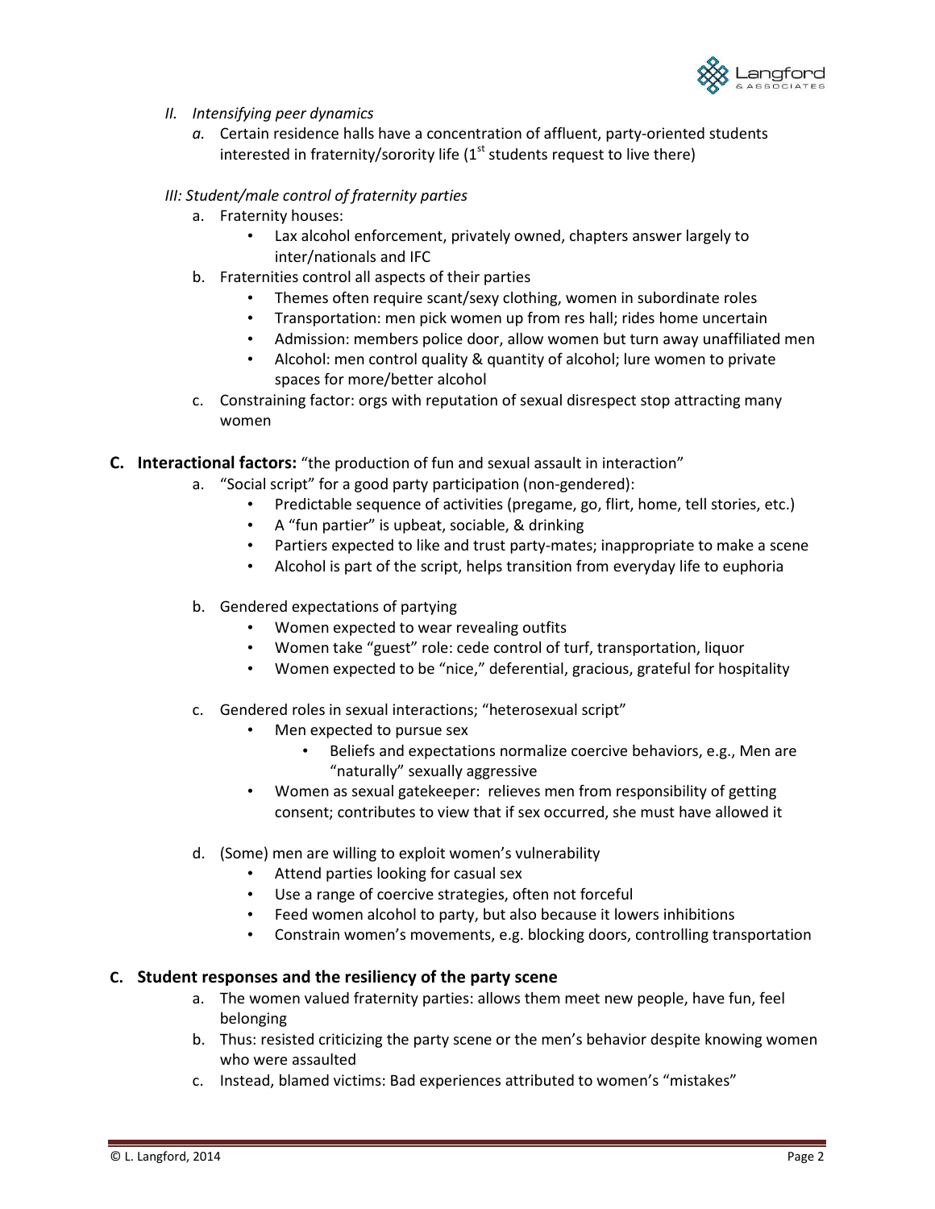*II. Intensifying peer dynamics*

*a.* Certain residence halls have a concentration of affluent, party-oriented students interested in fraternity/sorority life (1st students request to live there)

*III: Student/male control of fraternity parties*

a. Fraternity houses:
   - Lax alcohol enforcement, privately owned, chapters answer largely to inter/nationals and IFC

b. Fraternities control all aspects of their parties
   - Themes often require scant/sexy clothing, women in subordinate roles
   - Transportation: men pick women up from res hall; rides home uncertain
   - Admission: members police door, allow women but turn away unaffiliated men
   - Alcohol: men control quality & quantity of alcohol; lure women to private spaces for more/better alcohol

c. Constraining factor: orgs with reputation of sexual disrespect stop attracting many women

**C. Interactional factors:** "the production of fun and sexual assault in interaction"

a. "Social script" for a good party participation (non-gendered):
   - Predictable sequence of activities (pregame, go, flirt, home, tell stories, etc.)
   - A "fun partier" is upbeat, sociable, & drinking
   - Partiers expected to like and trust party-mates; inappropriate to make a scene
   - Alcohol is part of the script, helps transition from everyday life to euphoria

b. Gendered expectations of partying
   - Women expected to wear revealing outfits
   - Women take "guest" role: cede control of turf, transportation, liquor
   - Women expected to be "nice," deferential, gracious, grateful for hospitality

c. Gendered roles in sexual interactions; "heterosexual script"
   - Men expected to pursue sex
     - Beliefs and expectations normalize coercive behaviors, e.g., Men are "naturally" sexually aggressive
   - Women as sexual gatekeeper: relieves men from responsibility of getting consent; contributes to view that if sex occurred, she must have allowed it

d. (Some) men are willing to exploit women's vulnerability
   - Attend parties looking for casual sex
   - Use a range of coercive strategies, often not forceful
   - Feed women alcohol to party, but also because it lowers inhibitions
   - Constrain women's movements, e.g. blocking doors, controlling transportation

**C. Student responses and the resiliency of the party scene**

a. The women valued fraternity parties: allows them meet new people, have fun, feel belonging

b. Thus: resisted criticizing the party scene or the men's behavior despite knowing women who were assaulted

c. Instead, blamed victims: Bad experiences attributed to women's "mistakes"